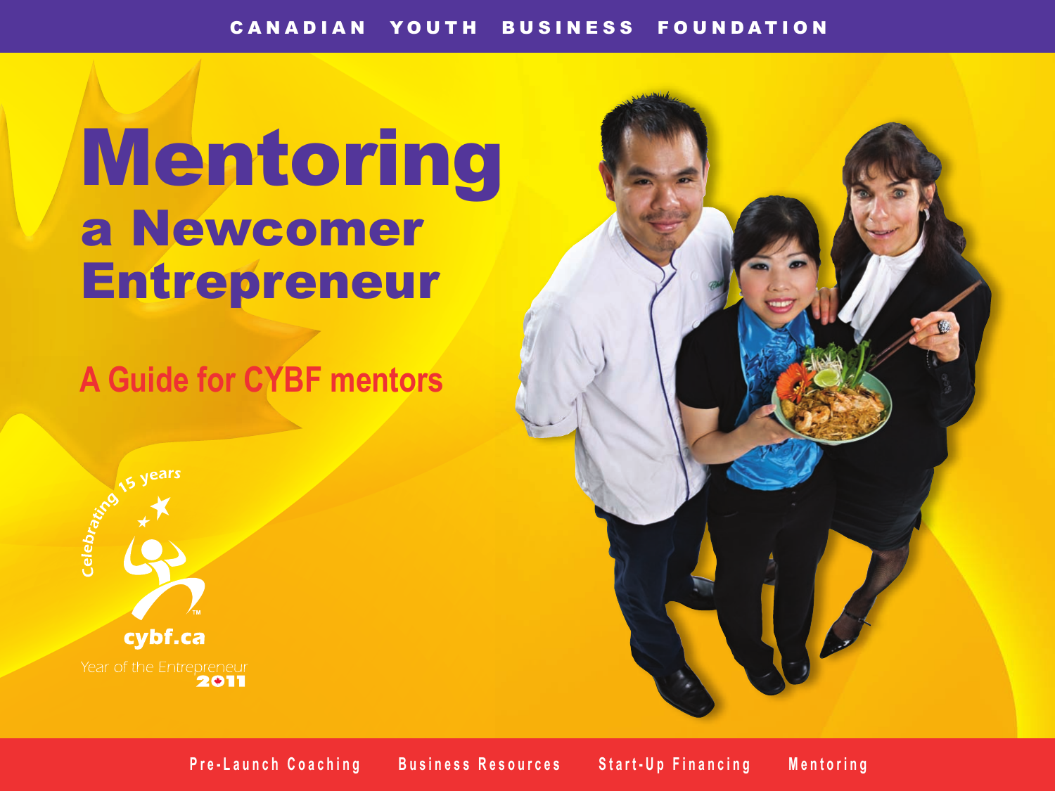CANADIAN YOUTH BUSINESS FOUNDATION

# Mentoring a Newcomer Entrepreneur

## A Guide for CYBF mentors

Celebrating 15 years

cybf.ca

Year of the Entrepreneur 2011

Pre-Launch Coaching Business Resources Start-Up Financing Mentoring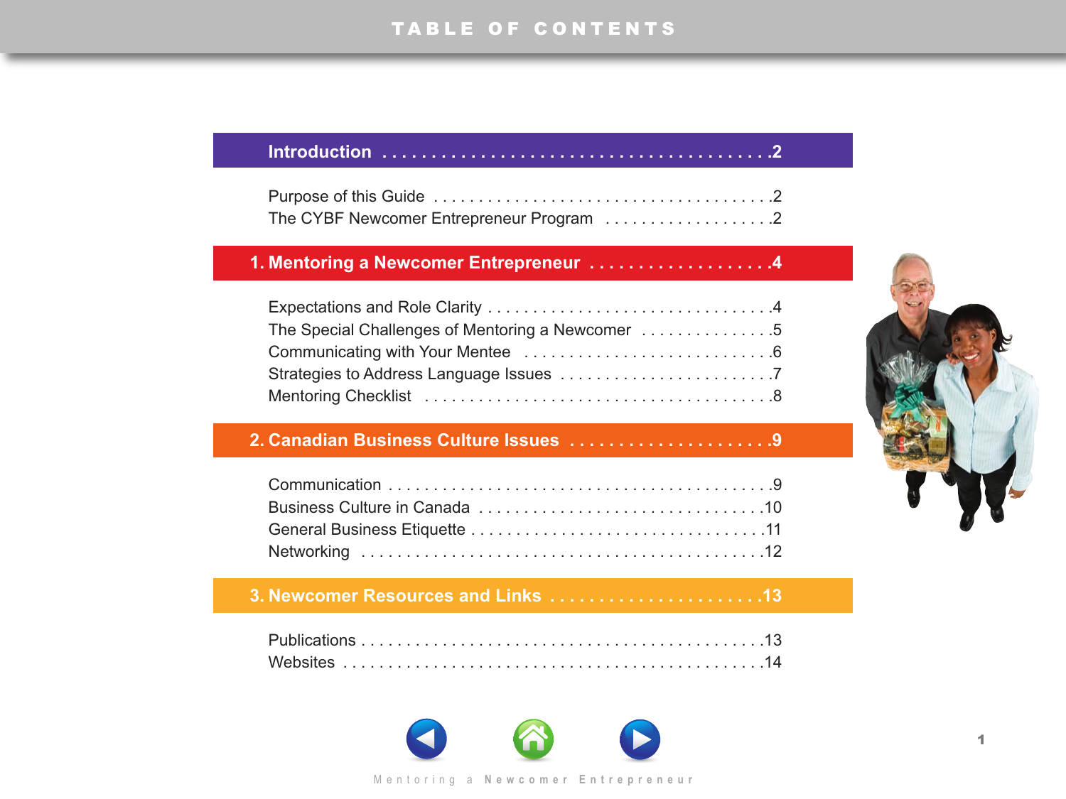# TABLE OF CONTENTS

## Introduction . . . . . . . . . . . . . . . . . . . . . . . . . . . . . . . . . . . . . .2

Purpose of this Guide . . . . . . . . . . . . . . . . . . . . . . . . . . . . . . . . . . . . . .2
The CYBF Newcomer Entrepreneur Program . . . . . . . . . . . . . . . . . . .2

## 1. Mentoring a Newcomer Entrepreneur . . . . . . . . . . . . . . . . . . .4

Expectations and Role Clarity . . . . . . . . . . . . . . . . . . . . . . . . . . . . . . .4
The Special Challenges of Mentoring a Newcomer . . . . . . . . . . . . . . .5
Communicating with Your Mentee . . . . . . . . . . . . . . . . . . . . . . . . . . .6
Strategies to Address Language Issues . . . . . . . . . . . . . . . . . . . . . . . .7
Mentoring Checklist . . . . . . . . . . . . . . . . . . . . . . . . . . . . . . . . . . . . . .8

## 2. Canadian Business Culture Issues . . . . . . . . . . . . . . . . . . . . .9

Communication . . . . . . . . . . . . . . . . . . . . . . . . . . . . . . . . . . . . . . . . . .9
Business Culture in Canada . . . . . . . . . . . . . . . . . . . . . . . . . . . . . . .10
General Business Etiquette . . . . . . . . . . . . . . . . . . . . . . . . . . . . . . . .11
Networking . . . . . . . . . . . . . . . . . . . . . . . . . . . . . . . . . . . . . . . . . . . .12

## 3. Newcomer Resources and Links . . . . . . . . . . . . . . . . . . . . . .13

Publications . . . . . . . . . . . . . . . . . . . . . . . . . . . . . . . . . . . . . . . . . . .13
Websites . . . . . . . . . . . . . . . . . . . . . . . . . . . . . . . . . . . . . . . . . . . . .14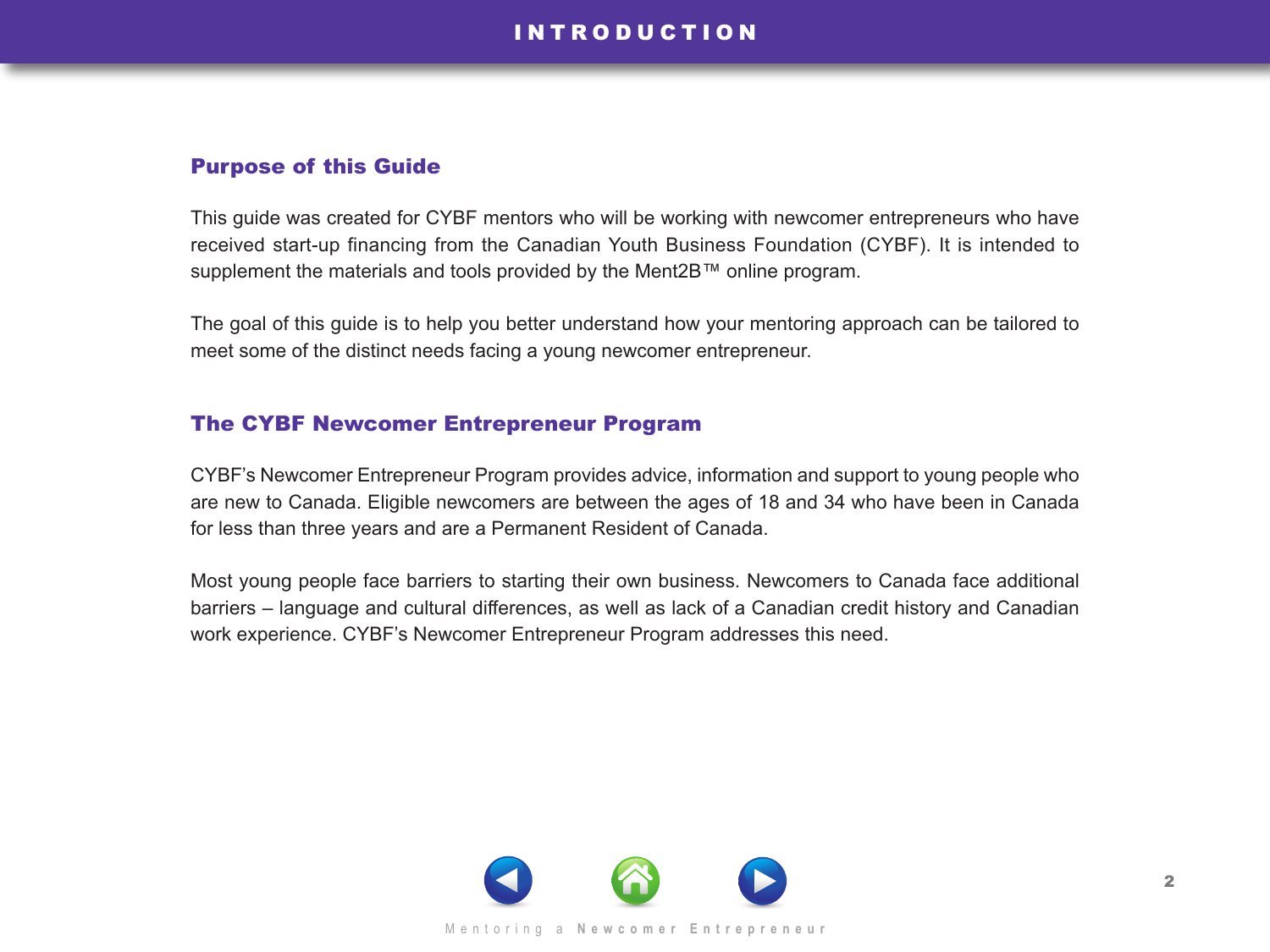# INTRODUCTION

## Purpose of this Guide

This guide was created for CYBF mentors who will be working with newcomer entrepreneurs who have received start-up financing from the Canadian Youth Business Foundation (CYBF). It is intended to supplement the materials and tools provided by the Ment2B™ online program.

The goal of this guide is to help you better understand how your mentoring approach can be tailored to meet some of the distinct needs facing a young newcomer entrepreneur.

## The CYBF Newcomer Entrepreneur Program

CYBF's Newcomer Entrepreneur Program provides advice, information and support to young people who are new to Canada. Eligible newcomers are between the ages of 18 and 34 who have been in Canada for less than three years and are a Permanent Resident of Canada.

Most young people face barriers to starting their own business. Newcomers to Canada face additional barriers – language and cultural differences, as well as lack of a Canadian credit history and Canadian work experience. CYBF's Newcomer Entrepreneur Program addresses this need.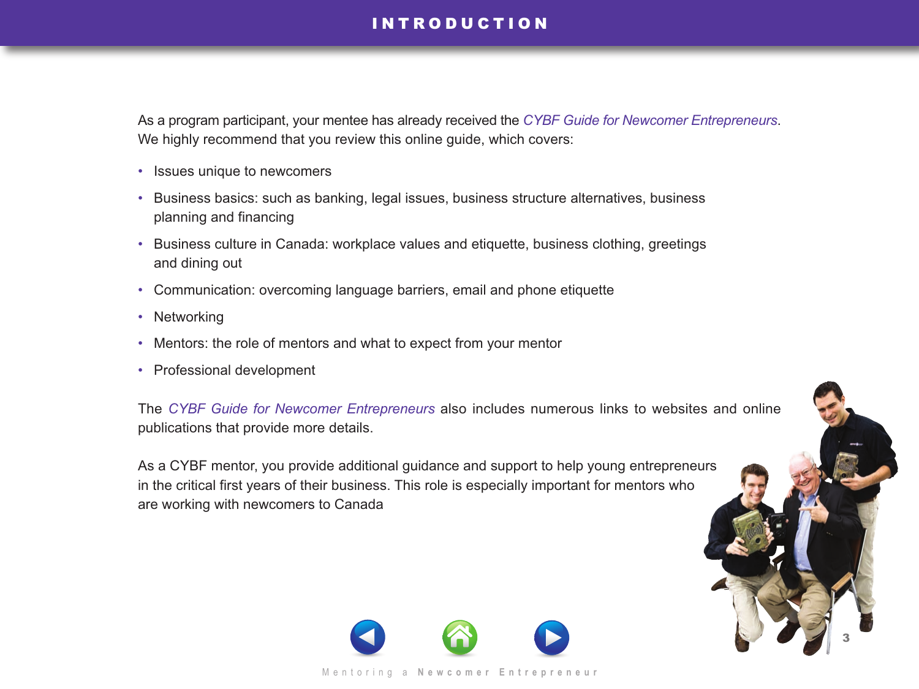# INTRODUCTION

As a program participant, your mentee has already received the *CYBF Guide for Newcomer Entrepreneurs*. We highly recommend that you review this online guide, which covers:

- Issues unique to newcomers
- Business basics: such as banking, legal issues, business structure alternatives, business planning and financing
- Business culture in Canada: workplace values and etiquette, business clothing, greetings and dining out
- Communication: overcoming language barriers, email and phone etiquette
- Networking
- Mentors: the role of mentors and what to expect from your mentor
- Professional development

The *CYBF Guide for Newcomer Entrepreneurs* also includes numerous links to websites and online publications that provide more details.

As a CYBF mentor, you provide additional guidance and support to help young entrepreneurs in the critical first years of their business. This role is especially important for mentors who are working with newcomers to Canada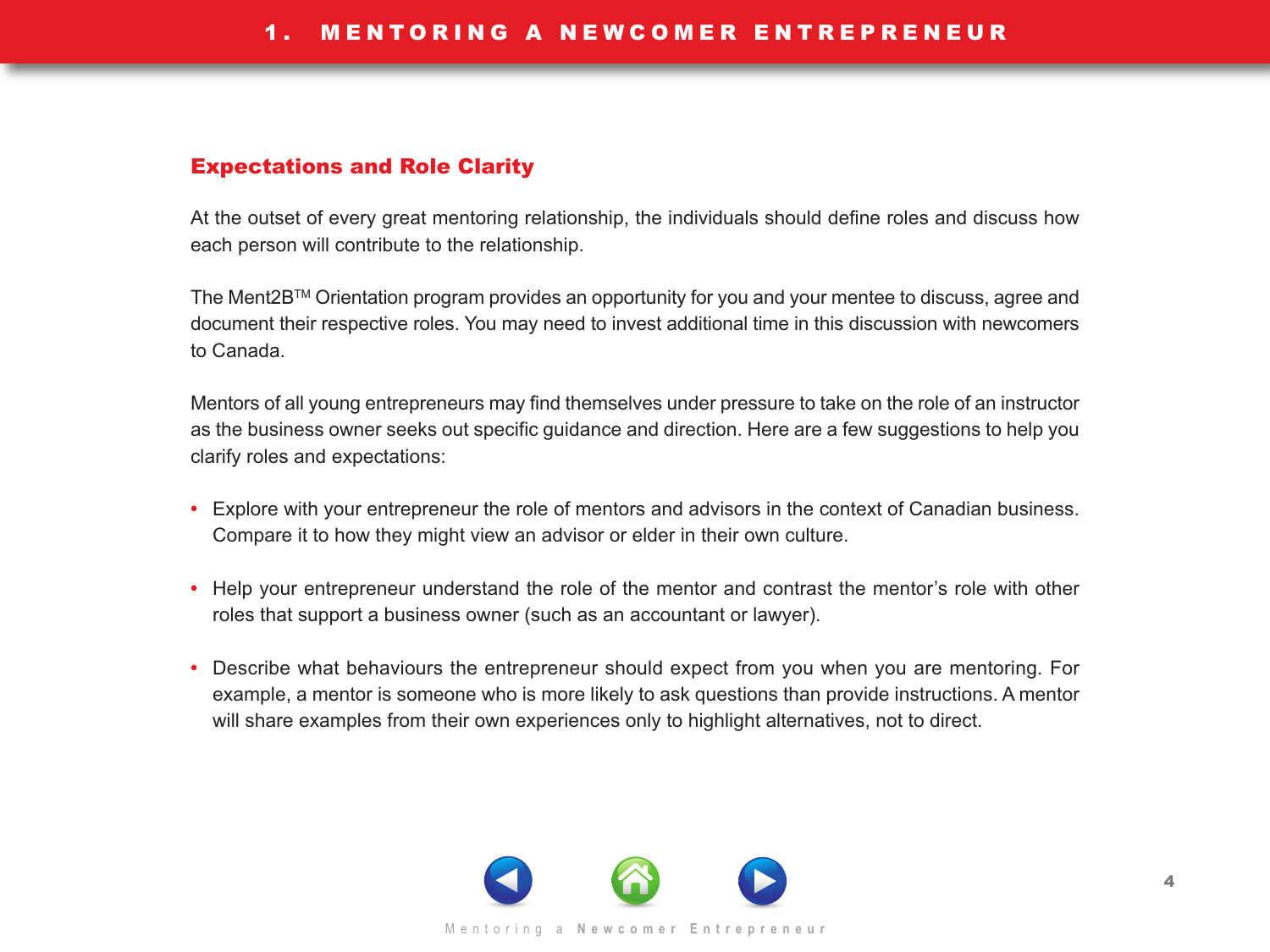## Expectations and Role Clarity

At the outset of every great mentoring relationship, the individuals should define roles and discuss how each person will contribute to the relationship.

The Ment2B™ Orientation program provides an opportunity for you and your mentee to discuss, agree and document their respective roles. You may need to invest additional time in this discussion with newcomers to Canada.

Mentors of all young entrepreneurs may find themselves under pressure to take on the role of an instructor as the business owner seeks out specific guidance and direction. Here are a few suggestions to help you clarify roles and expectations:

- Explore with your entrepreneur the role of mentors and advisors in the context of Canadian business. Compare it to how they might view an advisor or elder in their own culture.
- Help your entrepreneur understand the role of the mentor and contrast the mentor's role with other roles that support a business owner (such as an accountant or lawyer).
- Describe what behaviours the entrepreneur should expect from you when you are mentoring. For example, a mentor is someone who is more likely to ask questions than provide instructions. A mentor will share examples from their own experiences only to highlight alternatives, not to direct.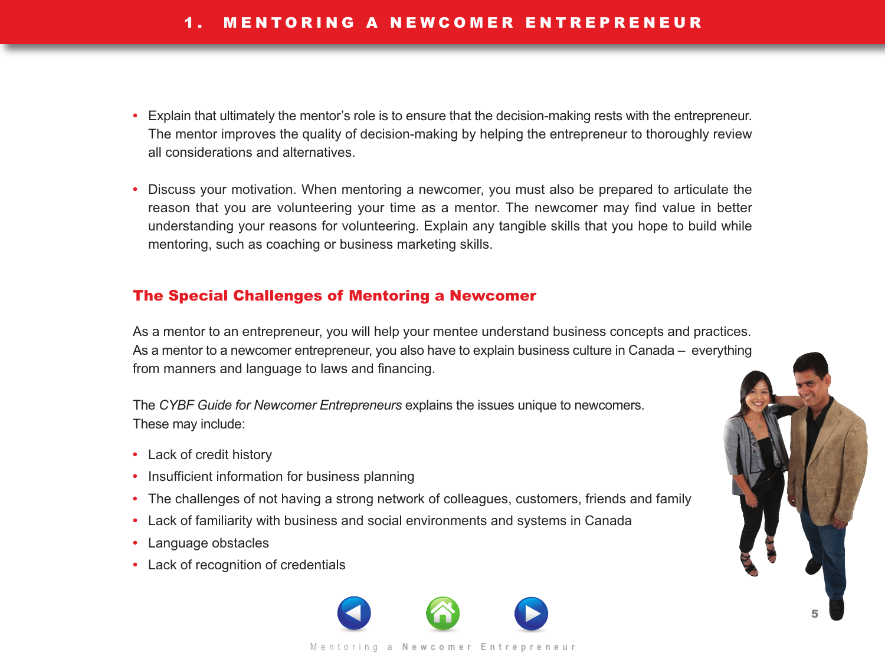- Explain that ultimately the mentor's role is to ensure that the decision-making rests with the entrepreneur. The mentor improves the quality of decision-making by helping the entrepreneur to thoroughly review all considerations and alternatives.

- Discuss your motivation. When mentoring a newcomer, you must also be prepared to articulate the reason that you are volunteering your time as a mentor. The newcomer may find value in better understanding your reasons for volunteering. Explain any tangible skills that you hope to build while mentoring, such as coaching or business marketing skills.

## The Special Challenges of Mentoring a Newcomer

As a mentor to an entrepreneur, you will help your mentee understand business concepts and practices. As a mentor to a newcomer entrepreneur, you also have to explain business culture in Canada – everything from manners and language to laws and financing.

The *CYBF Guide for Newcomer Entrepreneurs* explains the issues unique to newcomers. These may include:

- Lack of credit history
- Insufficient information for business planning
- The challenges of not having a strong network of colleagues, customers, friends and family
- Lack of familiarity with business and social environments and systems in Canada
- Language obstacles
- Lack of recognition of credentials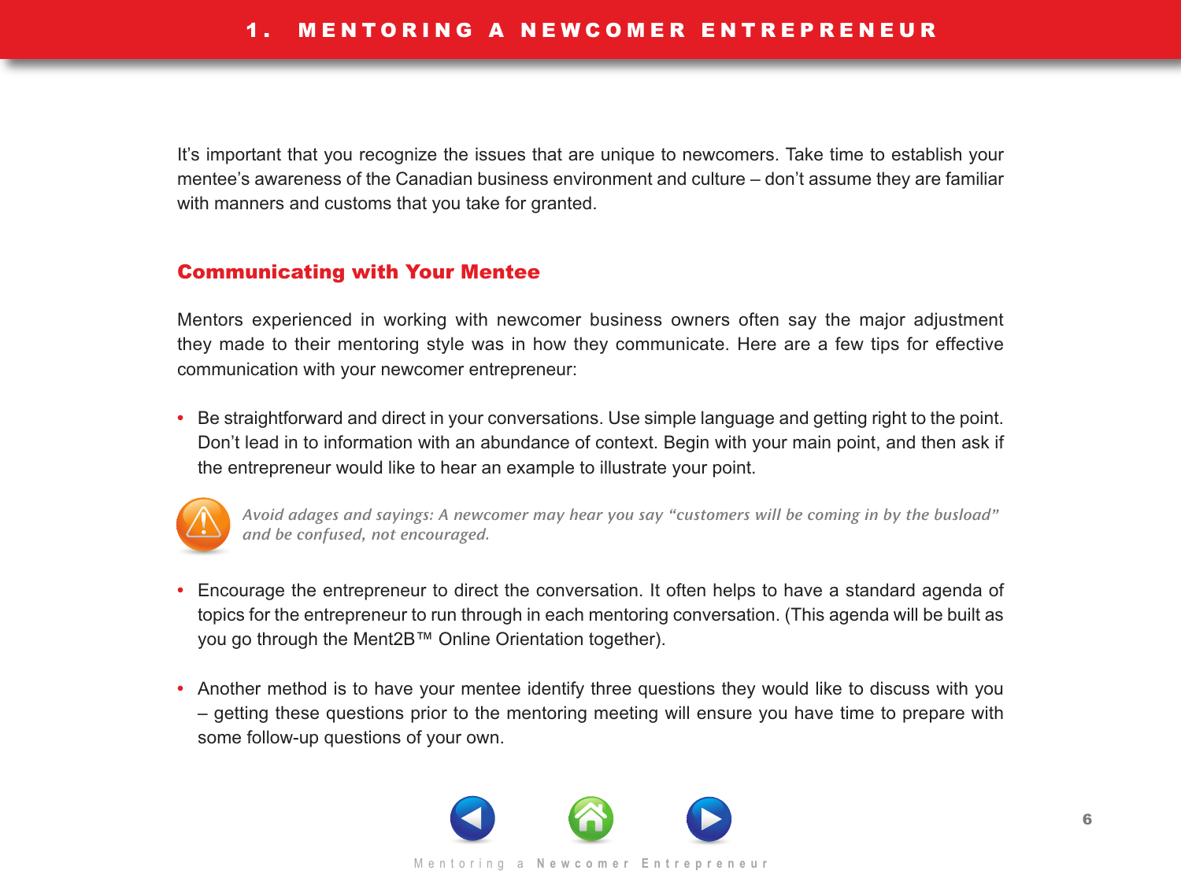It's important that you recognize the issues that are unique to newcomers. Take time to establish your mentee's awareness of the Canadian business environment and culture – don't assume they are familiar with manners and customs that you take for granted.

## Communicating with Your Mentee

Mentors experienced in working with newcomer business owners often say the major adjustment they made to their mentoring style was in how they communicate. Here are a few tips for effective communication with your newcomer entrepreneur:

- Be straightforward and direct in your conversations. Use simple language and getting right to the point. Don't lead in to information with an abundance of context. Begin with your main point, and then ask if the entrepreneur would like to hear an example to illustrate your point.

*Avoid adages and sayings: A newcomer may hear you say "customers will be coming in by the busload" and be confused, not encouraged.*

- Encourage the entrepreneur to direct the conversation. It often helps to have a standard agenda of topics for the entrepreneur to run through in each mentoring conversation. (This agenda will be built as you go through the Ment2B™ Online Orientation together).

- Another method is to have your mentee identify three questions they would like to discuss with you – getting these questions prior to the mentoring meeting will ensure you have time to prepare with some follow-up questions of your own.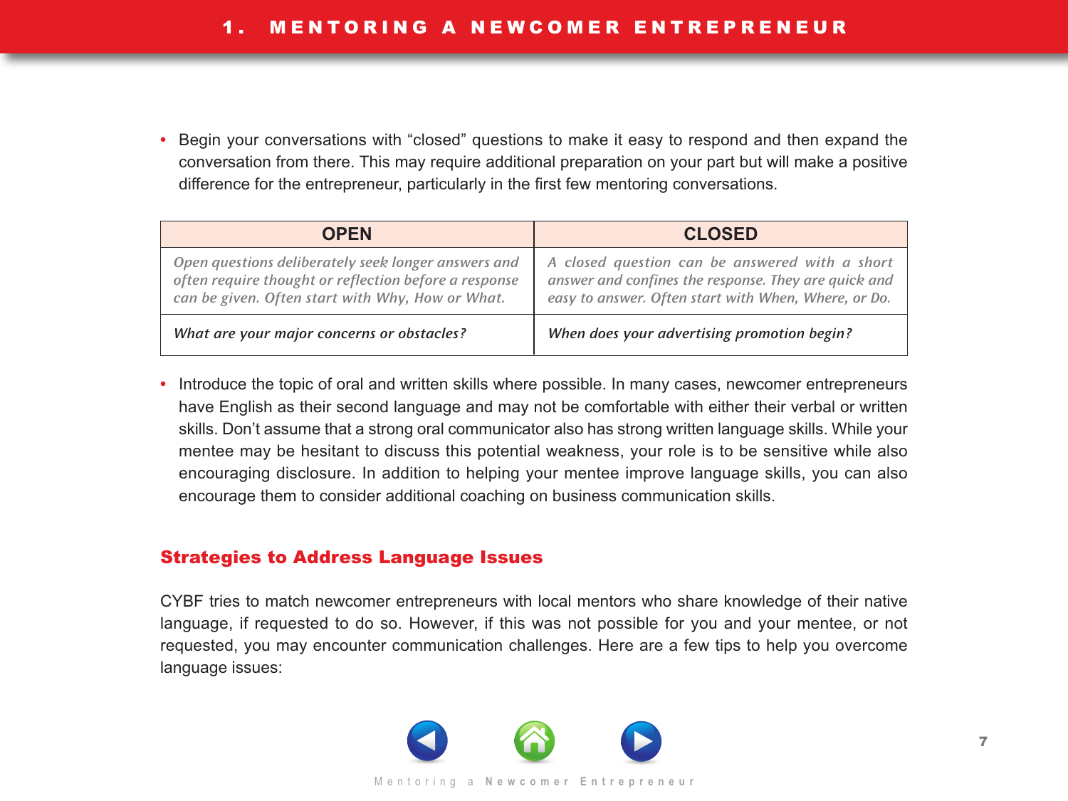- Begin your conversations with "closed" questions to make it easy to respond and then expand the conversation from there. This may require additional preparation on your part but will make a positive difference for the entrepreneur, particularly in the first few mentoring conversations.

| OPEN | CLOSED |
| --- | --- |
| *Open questions deliberately seek longer answers and often require thought or reflection before a response can be given. Often start with Why, How or What.* | *A closed question can be answered with a short answer and confines the response. They are quick and easy to answer. Often start with When, Where, or Do.* |
| *What are your major concerns or obstacles?* | *When does your advertising promotion begin?* |

- Introduce the topic of oral and written skills where possible. In many cases, newcomer entrepreneurs have English as their second language and may not be comfortable with either their verbal or written skills. Don't assume that a strong oral communicator also has strong written language skills. While your mentee may be hesitant to discuss this potential weakness, your role is to be sensitive while also encouraging disclosure. In addition to helping your mentee improve language skills, you can also encourage them to consider additional coaching on business communication skills.

## Strategies to Address Language Issues

CYBF tries to match newcomer entrepreneurs with local mentors who share knowledge of their native language, if requested to do so. However, if this was not possible for you and your mentee, or not requested, you may encounter communication challenges. Here are a few tips to help you overcome language issues: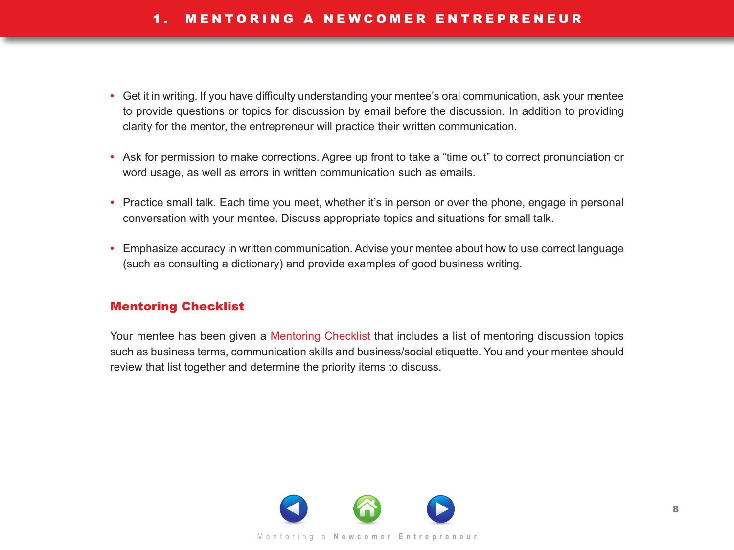- Get it in writing. If you have difficulty understanding your mentee's oral communication, ask your mentee to provide questions or topics for discussion by email before the discussion. In addition to providing clarity for the mentor, the entrepreneur will practice their written communication.

- Ask for permission to make corrections. Agree up front to take a "time out" to correct pronunciation or word usage, as well as errors in written communication such as emails.

- Practice small talk. Each time you meet, whether it's in person or over the phone, engage in personal conversation with your mentee. Discuss appropriate topics and situations for small talk.

- Emphasize accuracy in written communication. Advise your mentee about how to use correct language (such as consulting a dictionary) and provide examples of good business writing.

## Mentoring Checklist

Your mentee has been given a Mentoring Checklist that includes a list of mentoring discussion topics such as business terms, communication skills and business/social etiquette. You and your mentee should review that list together and determine the priority items to discuss.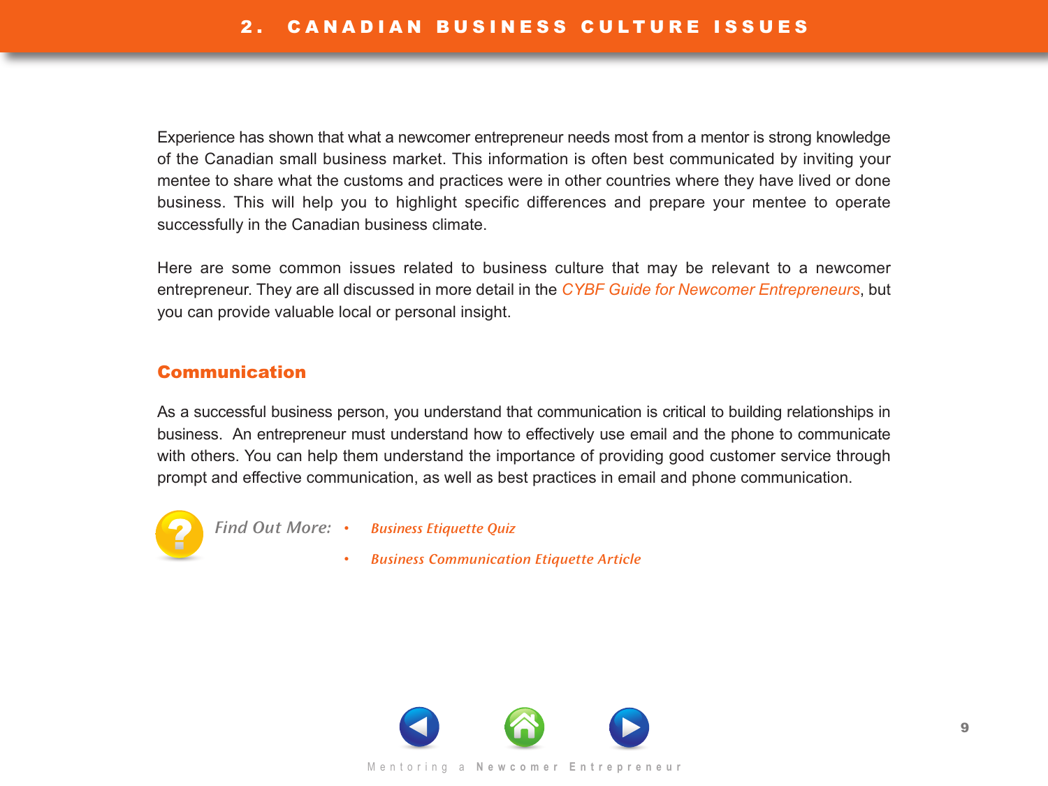## 2. CANADIAN BUSINESS CULTURE ISSUES

Experience has shown that what a newcomer entrepreneur needs most from a mentor is strong knowledge of the Canadian small business market. This information is often best communicated by inviting your mentee to share what the customs and practices were in other countries where they have lived or done business. This will help you to highlight specific differences and prepare your mentee to operate successfully in the Canadian business climate.

Here are some common issues related to business culture that may be relevant to a newcomer entrepreneur. They are all discussed in more detail in the *CYBF Guide for Newcomer Entrepreneurs*, but you can provide valuable local or personal insight.

### Communication

As a successful business person, you understand that communication is critical to building relationships in business. An entrepreneur must understand how to effectively use email and the phone to communicate with others. You can help them understand the importance of providing good customer service through prompt and effective communication, as well as best practices in email and phone communication.

*Find Out More:*

- *Business Etiquette Quiz*
- *Business Communication Etiquette Article*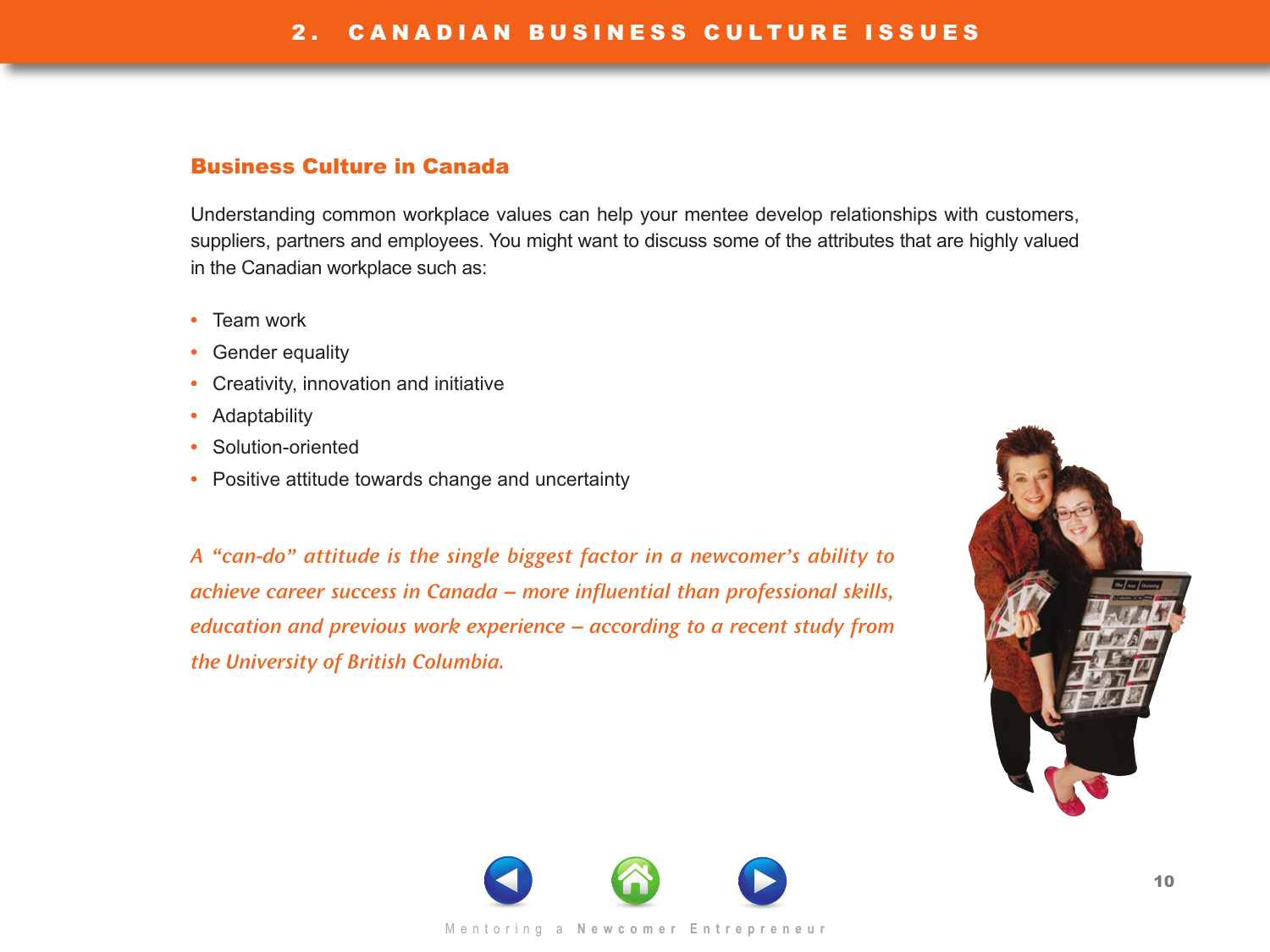## Business Culture in Canada

Understanding common workplace values can help your mentee develop relationships with customers, suppliers, partners and employees. You might want to discuss some of the attributes that are highly valued in the Canadian workplace such as:

- Team work
- Gender equality
- Creativity, innovation and initiative
- Adaptability
- Solution-oriented
- Positive attitude towards change and uncertainty

*A "can-do" attitude is the single biggest factor in a newcomer's ability to achieve career success in Canada – more influential than professional skills, education and previous work experience – according to a recent study from the University of British Columbia.*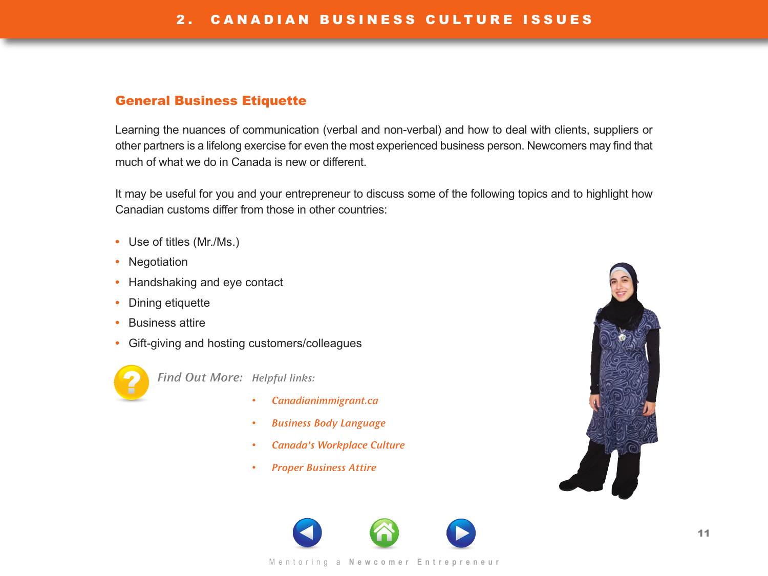## General Business Etiquette

Learning the nuances of communication (verbal and non-verbal) and how to deal with clients, suppliers or other partners is a lifelong exercise for even the most experienced business person. Newcomers may find that much of what we do in Canada is new or different.

It may be useful for you and your entrepreneur to discuss some of the following topics and to highlight how Canadian customs differ from those in other countries:

- Use of titles (Mr./Ms.)
- Negotiation
- Handshaking and eye contact
- Dining etiquette
- Business attire
- Gift-giving and hosting customers/colleagues

*Find Out More:* *Helpful links:*

- *Canadianimmigrant.ca*
- *Business Body Language*
- *Canada's Workplace Culture*
- *Proper Business Attire*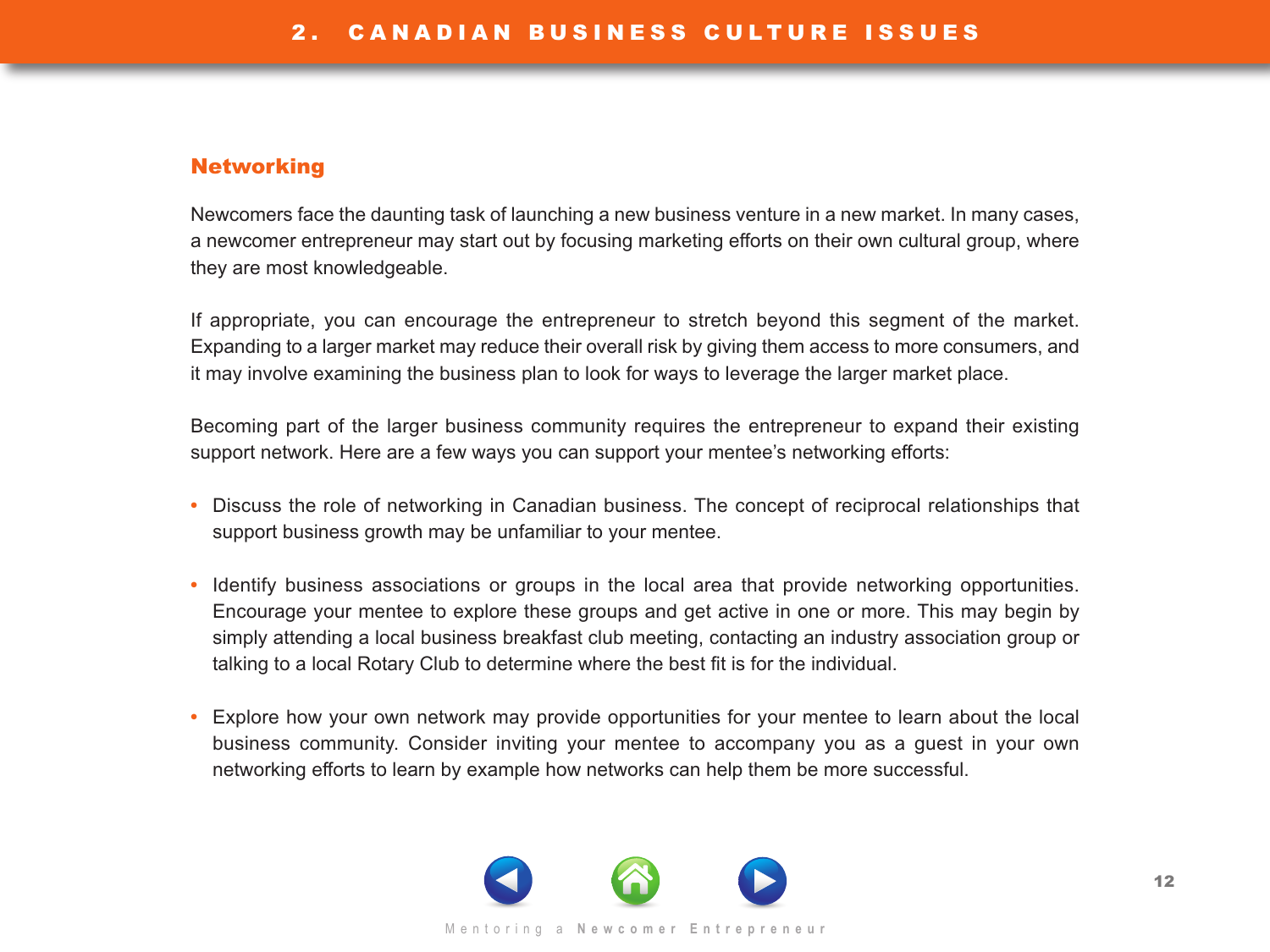## Networking

Newcomers face the daunting task of launching a new business venture in a new market. In many cases, a newcomer entrepreneur may start out by focusing marketing efforts on their own cultural group, where they are most knowledgeable.

If appropriate, you can encourage the entrepreneur to stretch beyond this segment of the market. Expanding to a larger market may reduce their overall risk by giving them access to more consumers, and it may involve examining the business plan to look for ways to leverage the larger market place.

Becoming part of the larger business community requires the entrepreneur to expand their existing support network. Here are a few ways you can support your mentee's networking efforts:

- Discuss the role of networking in Canadian business. The concept of reciprocal relationships that support business growth may be unfamiliar to your mentee.
- Identify business associations or groups in the local area that provide networking opportunities. Encourage your mentee to explore these groups and get active in one or more. This may begin by simply attending a local business breakfast club meeting, contacting an industry association group or talking to a local Rotary Club to determine where the best fit is for the individual.
- Explore how your own network may provide opportunities for your mentee to learn about the local business community. Consider inviting your mentee to accompany you as a guest in your own networking efforts to learn by example how networks can help them be more successful.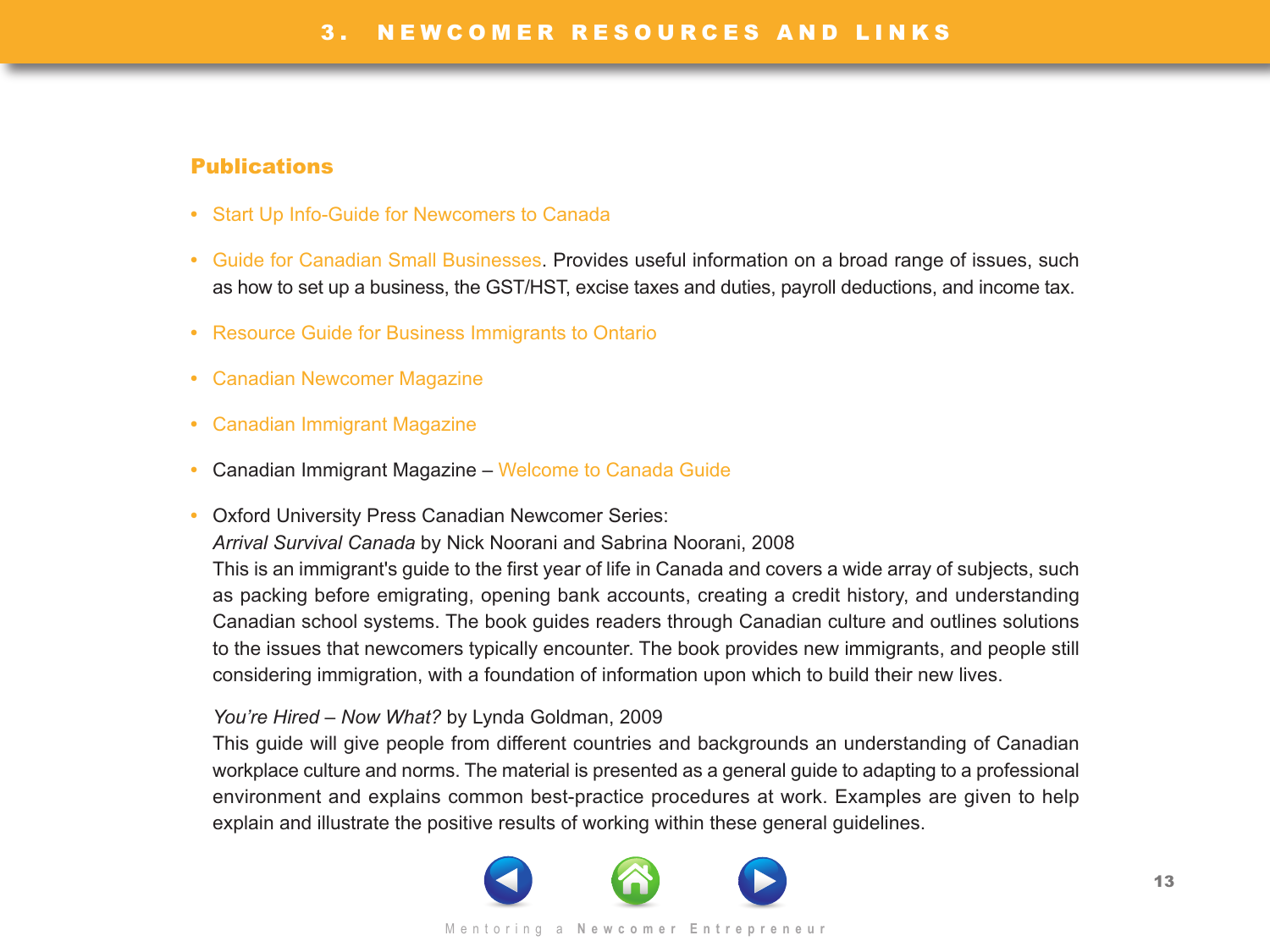# 3. NEWCOMER RESOURCES AND LINKS

## Publications

- Start Up Info-Guide for Newcomers to Canada
- Guide for Canadian Small Businesses. Provides useful information on a broad range of issues, such as how to set up a business, the GST/HST, excise taxes and duties, payroll deductions, and income tax.
- Resource Guide for Business Immigrants to Ontario
- Canadian Newcomer Magazine
- Canadian Immigrant Magazine
- Canadian Immigrant Magazine – Welcome to Canada Guide
- Oxford University Press Canadian Newcomer Series:
  *Arrival Survival Canada* by Nick Noorani and Sabrina Noorani, 2008
  This is an immigrant's guide to the first year of life in Canada and covers a wide array of subjects, such as packing before emigrating, opening bank accounts, creating a credit history, and understanding Canadian school systems. The book guides readers through Canadian culture and outlines solutions to the issues that newcomers typically encounter. The book provides new immigrants, and people still considering immigration, with a foundation of information upon which to build their new lives.

  *You're Hired – Now What?* by Lynda Goldman, 2009
  This guide will give people from different countries and backgrounds an understanding of Canadian workplace culture and norms. The material is presented as a general guide to adapting to a professional environment and explains common best-practice procedures at work. Examples are given to help explain and illustrate the positive results of working within these general guidelines.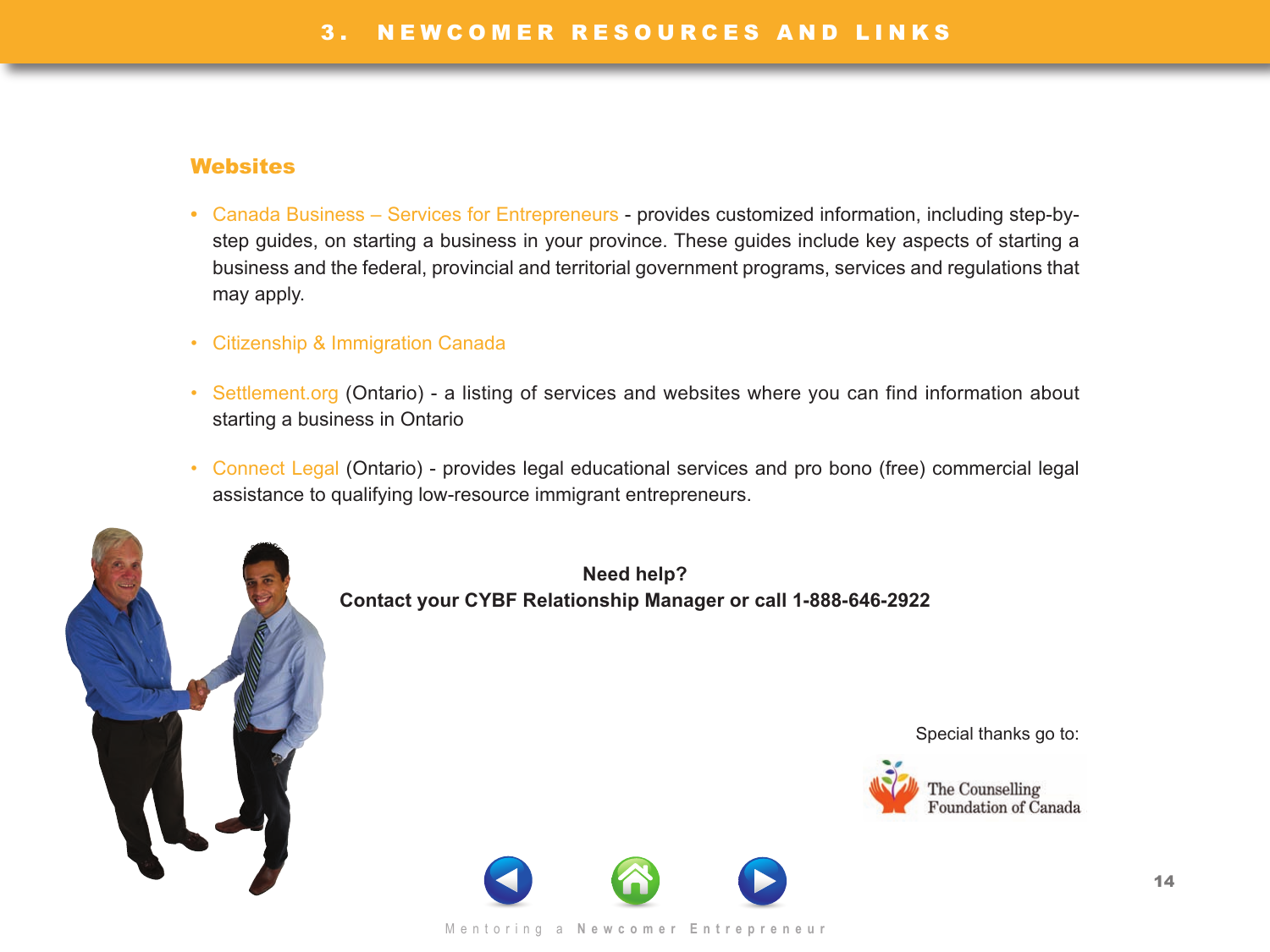# 3. NEWCOMER RESOURCES AND LINKS

## Websites

- Canada Business – Services for Entrepreneurs - provides customized information, including step-by-step guides, on starting a business in your province. These guides include key aspects of starting a business and the federal, provincial and territorial government programs, services and regulations that may apply.
- Citizenship & Immigration Canada
- Settlement.org (Ontario) - a listing of services and websites where you can find information about starting a business in Ontario
- Connect Legal (Ontario) - provides legal educational services and pro bono (free) commercial legal assistance to qualifying low-resource immigrant entrepreneurs.

**Need help?**
**Contact your CYBF Relationship Manager or call 1-888-646-2922**

Special thanks go to:

The Counselling Foundation of Canada